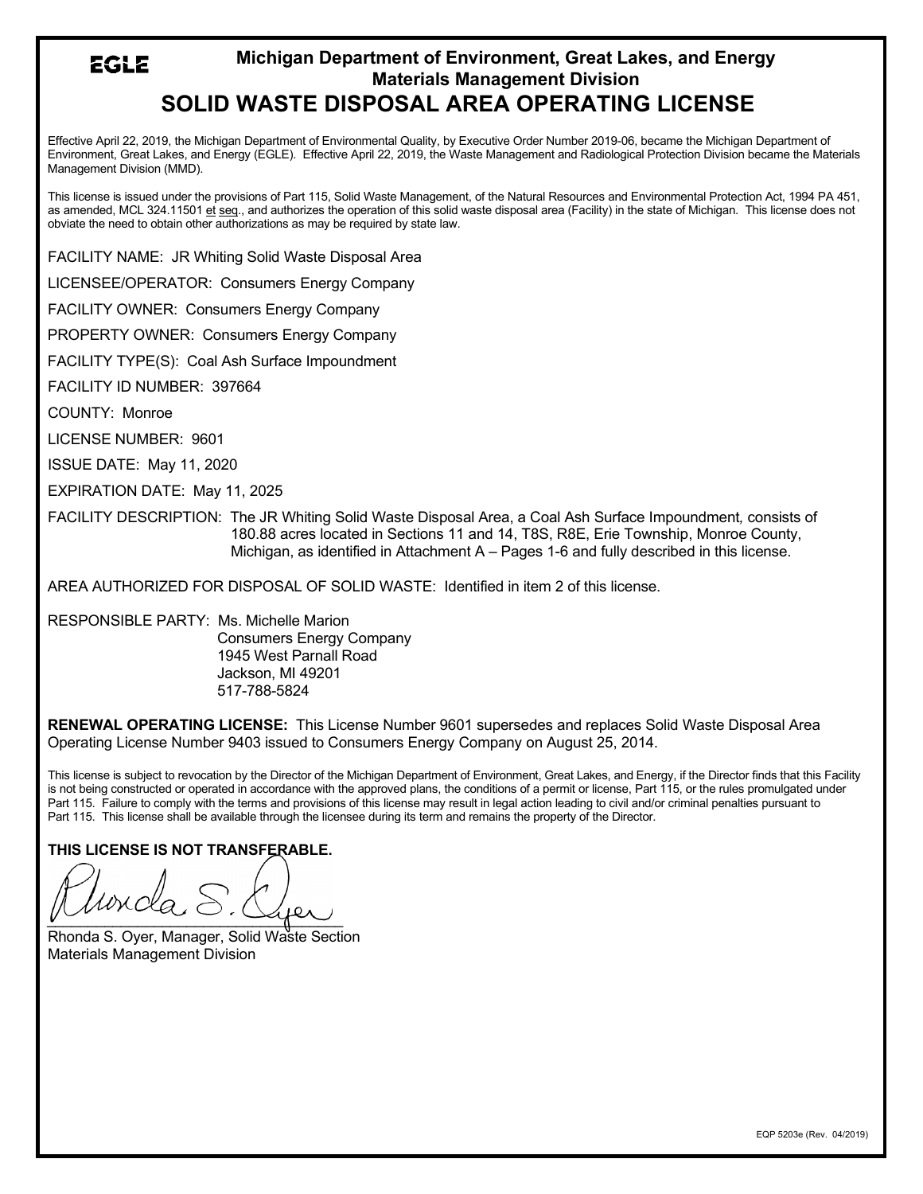EGLE

## Michigan Department of Environment, Great Lakes, and Energy
## Materials Management Division

# SOLID WASTE DISPOSAL AREA OPERATING LICENSE

Effective April 22, 2019, the Michigan Department of Environmental Quality, by Executive Order Number 2019-06, became the Michigan Department of Environment, Great Lakes, and Energy (EGLE). Effective April 22, 2019, the Waste Management and Radiological Protection Division became the Materials Management Division (MMD).

This license is issued under the provisions of Part 115, Solid Waste Management, of the Natural Resources and Environmental Protection Act, 1994 PA 451, as amended, MCL 324.11501 et seq., and authorizes the operation of this solid waste disposal area (Facility) in the state of Michigan. This license does not obviate the need to obtain other authorizations as may be required by state law.

FACILITY NAME: JR Whiting Solid Waste Disposal Area

LICENSEE/OPERATOR: Consumers Energy Company

FACILITY OWNER: Consumers Energy Company

PROPERTY OWNER: Consumers Energy Company

FACILITY TYPE(S): Coal Ash Surface Impoundment

FACILITY ID NUMBER: 397664

COUNTY: Monroe

LICENSE NUMBER: 9601

ISSUE DATE: May 11, 2020

EXPIRATION DATE: May 11, 2025

FACILITY DESCRIPTION: The JR Whiting Solid Waste Disposal Area, a Coal Ash Surface Impoundment, consists of 180.88 acres located in Sections 11 and 14, T8S, R8E, Erie Township, Monroe County, Michigan, as identified in Attachment A – Pages 1-6 and fully described in this license.

AREA AUTHORIZED FOR DISPOSAL OF SOLID WASTE: Identified in item 2 of this license.

RESPONSIBLE PARTY: Ms. Michelle Marion
Consumers Energy Company
1945 West Parnall Road
Jackson, MI 49201
517-788-5824

**RENEWAL OPERATING LICENSE:** This License Number 9601 supersedes and replaces Solid Waste Disposal Area Operating License Number 9403 issued to Consumers Energy Company on August 25, 2014.

This license is subject to revocation by the Director of the Michigan Department of Environment, Great Lakes, and Energy, if the Director finds that this Facility is not being constructed or operated in accordance with the approved plans, the conditions of a permit or license, Part 115, or the rules promulgated under Part 115. Failure to comply with the terms and provisions of this license may result in legal action leading to civil and/or criminal penalties pursuant to Part 115. This license shall be available through the licensee during its term and remains the property of the Director.

**THIS LICENSE IS NOT TRANSFERABLE.**

Rhonda S. Oyer, Manager, Solid Waste Section
Materials Management Division

EQP 5203e (Rev. 04/2019)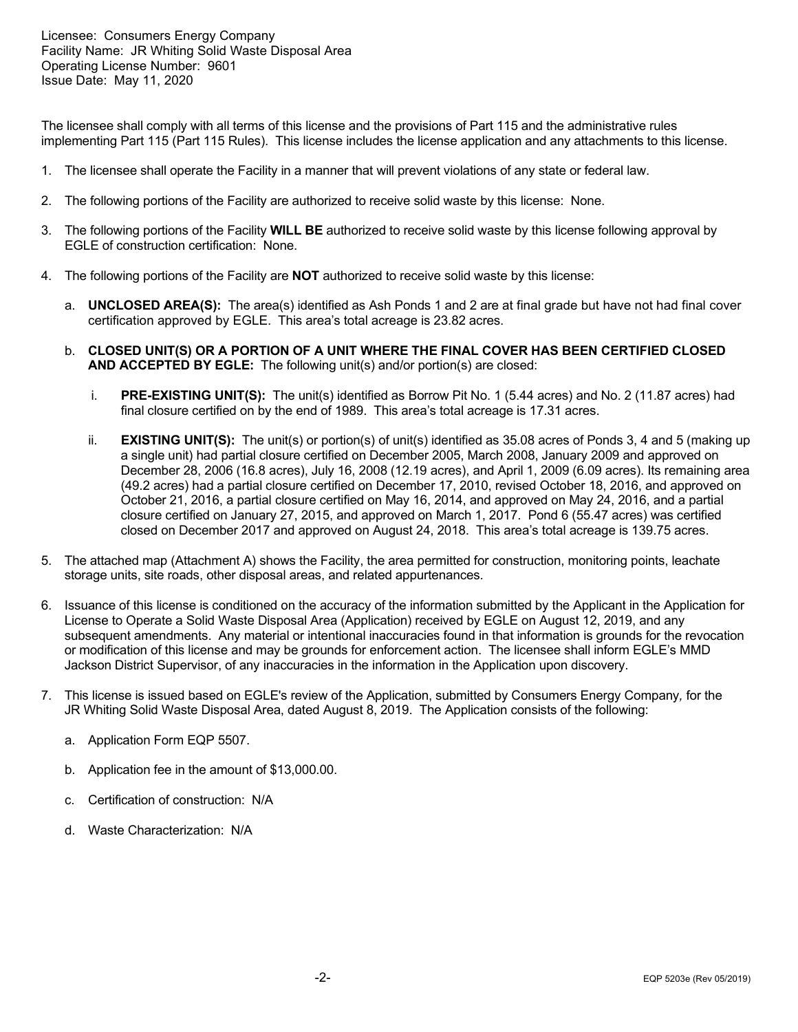Licensee: Consumers Energy Company
Facility Name: JR Whiting Solid Waste Disposal Area
Operating License Number: 9601
Issue Date: May 11, 2020

The licensee shall comply with all terms of this license and the provisions of Part 115 and the administrative rules implementing Part 115 (Part 115 Rules). This license includes the license application and any attachments to this license.

1. The licensee shall operate the Facility in a manner that will prevent violations of any state or federal law.

2. The following portions of the Facility are authorized to receive solid waste by this license: None.

3. The following portions of the Facility **WILL BE** authorized to receive solid waste by this license following approval by EGLE of construction certification: None.

4. The following portions of the Facility are **NOT** authorized to receive solid waste by this license:

   a. **UNCLOSED AREA(S):** The area(s) identified as Ash Ponds 1 and 2 are at final grade but have not had final cover certification approved by EGLE. This area's total acreage is 23.82 acres.

   b. **CLOSED UNIT(S) OR A PORTION OF A UNIT WHERE THE FINAL COVER HAS BEEN CERTIFIED CLOSED AND ACCEPTED BY EGLE:** The following unit(s) and/or portion(s) are closed:

      i. **PRE-EXISTING UNIT(S):** The unit(s) identified as Borrow Pit No. 1 (5.44 acres) and No. 2 (11.87 acres) had final closure certified on by the end of 1989. This area's total acreage is 17.31 acres.

      ii. **EXISTING UNIT(S):** The unit(s) or portion(s) of unit(s) identified as 35.08 acres of Ponds 3, 4 and 5 (making up a single unit) had partial closure certified on December 2005, March 2008, January 2009 and approved on December 28, 2006 (16.8 acres), July 16, 2008 (12.19 acres), and April 1, 2009 (6.09 acres). Its remaining area (49.2 acres) had a partial closure certified on December 17, 2010, revised October 18, 2016, and approved on October 21, 2016, a partial closure certified on May 16, 2014, and approved on May 24, 2016, and a partial closure certified on January 27, 2015, and approved on March 1, 2017. Pond 6 (55.47 acres) was certified closed on December 2017 and approved on August 24, 2018. This area's total acreage is 139.75 acres.

5. The attached map (Attachment A) shows the Facility, the area permitted for construction, monitoring points, leachate storage units, site roads, other disposal areas, and related appurtenances.

6. Issuance of this license is conditioned on the accuracy of the information submitted by the Applicant in the Application for License to Operate a Solid Waste Disposal Area (Application) received by EGLE on August 12, 2019, and any subsequent amendments. Any material or intentional inaccuracies found in that information is grounds for the revocation or modification of this license and may be grounds for enforcement action. The licensee shall inform EGLE's MMD Jackson District Supervisor, of any inaccuracies in the information in the Application upon discovery.

7. This license is issued based on EGLE's review of the Application, submitted by Consumers Energy Company, for the JR Whiting Solid Waste Disposal Area, dated August 8, 2019. The Application consists of the following:

   a. Application Form EQP 5507.

   b. Application fee in the amount of $13,000.00.

   c. Certification of construction: N/A

   d. Waste Characterization: N/A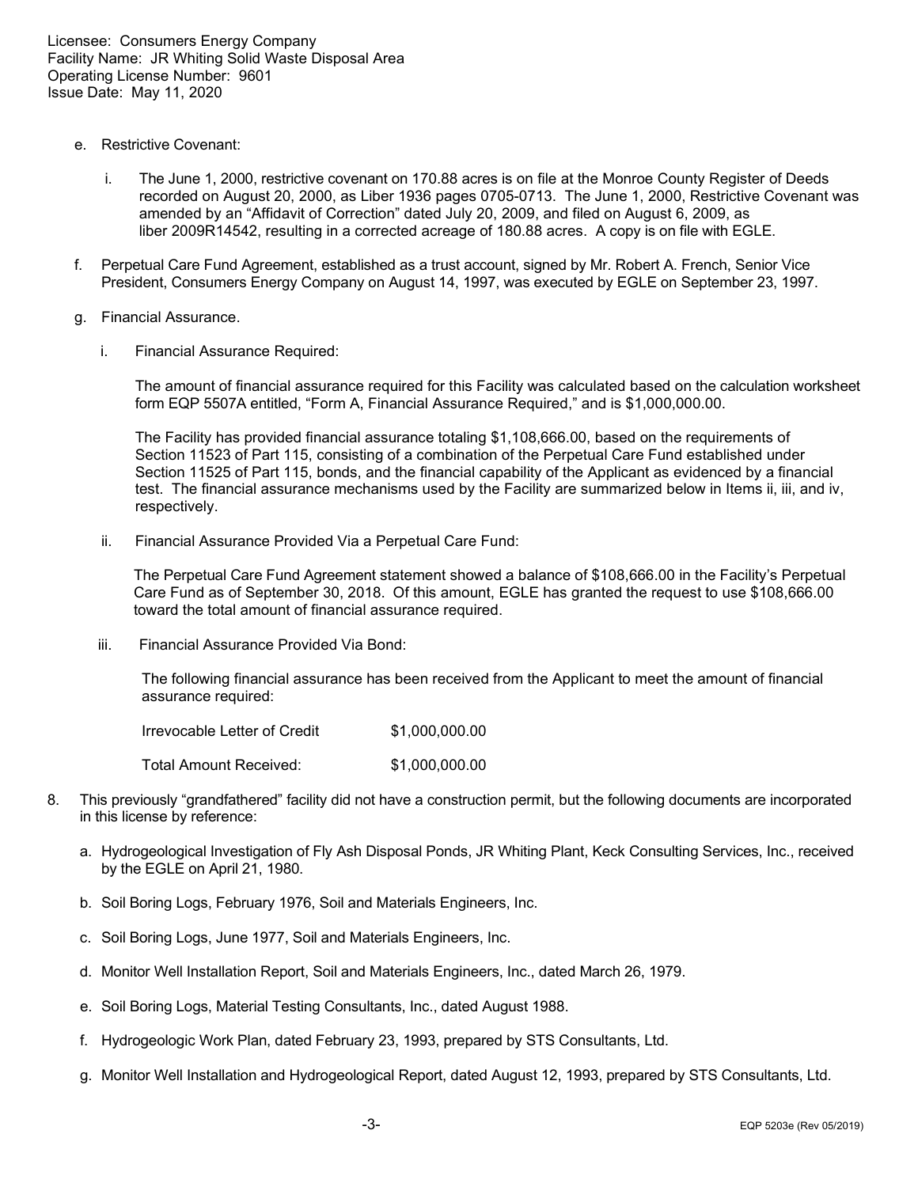e. Restrictive Covenant:

   i. The June 1, 2000, restrictive covenant on 170.88 acres is on file at the Monroe County Register of Deeds recorded on August 20, 2000, as Liber 1936 pages 0705-0713. The June 1, 2000, Restrictive Covenant was amended by an "Affidavit of Correction" dated July 20, 2009, and filed on August 6, 2009, as liber 2009R14542, resulting in a corrected acreage of 180.88 acres. A copy is on file with EGLE.

f. Perpetual Care Fund Agreement, established as a trust account, signed by Mr. Robert A. French, Senior Vice President, Consumers Energy Company on August 14, 1997, was executed by EGLE on September 23, 1997.

g. Financial Assurance.

   i. Financial Assurance Required:

      The amount of financial assurance required for this Facility was calculated based on the calculation worksheet form EQP 5507A entitled, "Form A, Financial Assurance Required," and is $1,000,000.00.

      The Facility has provided financial assurance totaling $1,108,666.00, based on the requirements of Section 11523 of Part 115, consisting of a combination of the Perpetual Care Fund established under Section 11525 of Part 115, bonds, and the financial capability of the Applicant as evidenced by a financial test. The financial assurance mechanisms used by the Facility are summarized below in Items ii, iii, and iv, respectively.

   ii. Financial Assurance Provided Via a Perpetual Care Fund:

      The Perpetual Care Fund Agreement statement showed a balance of $108,666.00 in the Facility's Perpetual Care Fund as of September 30, 2018. Of this amount, EGLE has granted the request to use $108,666.00 toward the total amount of financial assurance required.

   iii. Financial Assurance Provided Via Bond:

      The following financial assurance has been received from the Applicant to meet the amount of financial assurance required:

      | | |
      |---|---|
      | Irrevocable Letter of Credit | $1,000,000.00 |
      | Total Amount Received: | $1,000,000.00 |

8. This previously "grandfathered" facility did not have a construction permit, but the following documents are incorporated in this license by reference:

   a. Hydrogeological Investigation of Fly Ash Disposal Ponds, JR Whiting Plant, Keck Consulting Services, Inc., received by the EGLE on April 21, 1980.

   b. Soil Boring Logs, February 1976, Soil and Materials Engineers, Inc.

   c. Soil Boring Logs, June 1977, Soil and Materials Engineers, Inc.

   d. Monitor Well Installation Report, Soil and Materials Engineers, Inc., dated March 26, 1979.

   e. Soil Boring Logs, Material Testing Consultants, Inc., dated August 1988.

   f. Hydrogeologic Work Plan, dated February 23, 1993, prepared by STS Consultants, Ltd.

   g. Monitor Well Installation and Hydrogeological Report, dated August 12, 1993, prepared by STS Consultants, Ltd.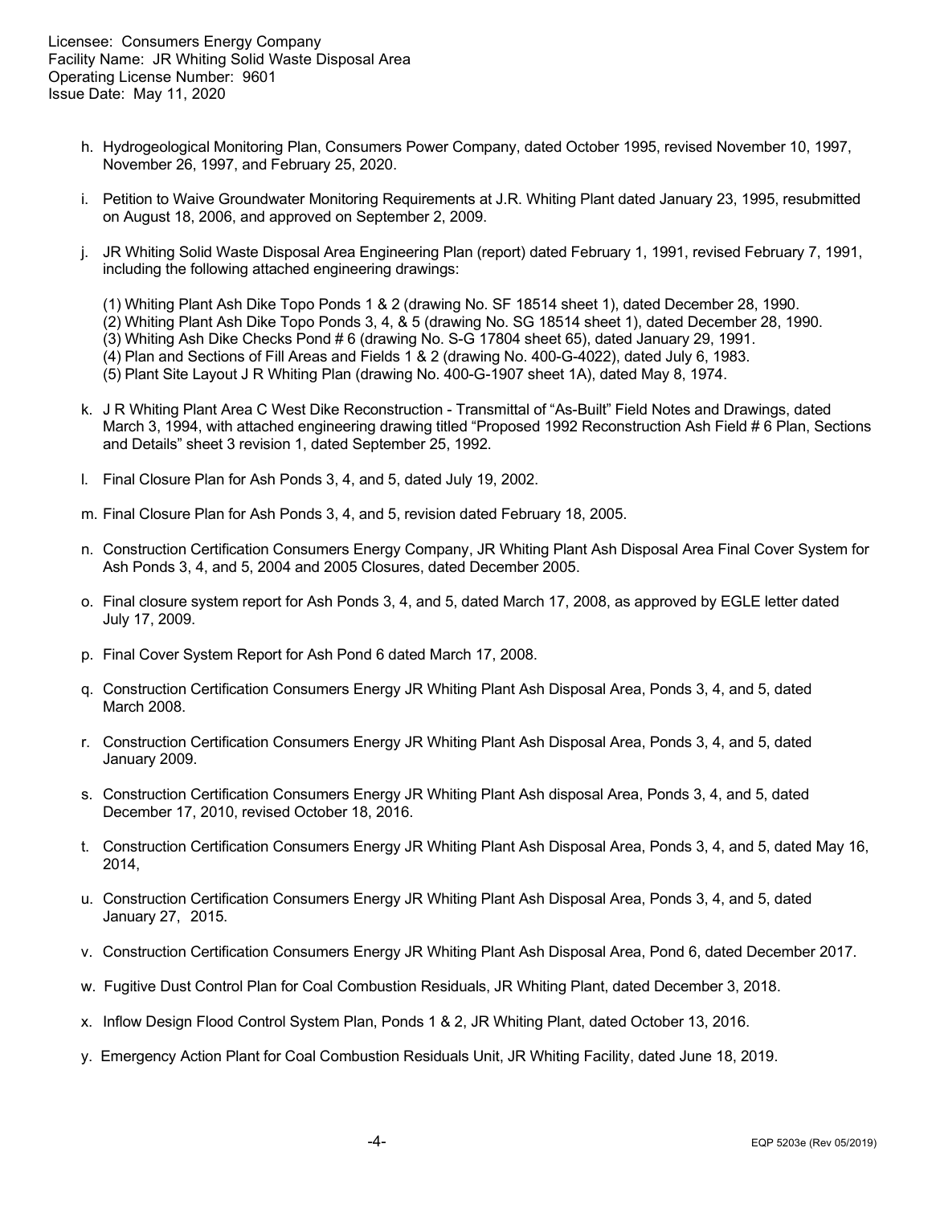h. Hydrogeological Monitoring Plan, Consumers Power Company, dated October 1995, revised November 10, 1997, November 26, 1997, and February 25, 2020.

i. Petition to Waive Groundwater Monitoring Requirements at J.R. Whiting Plant dated January 23, 1995, resubmitted on August 18, 2006, and approved on September 2, 2009.

j. JR Whiting Solid Waste Disposal Area Engineering Plan (report) dated February 1, 1991, revised February 7, 1991, including the following attached engineering drawings:

   (1) Whiting Plant Ash Dike Topo Ponds 1 & 2 (drawing No. SF 18514 sheet 1), dated December 28, 1990.
   (2) Whiting Plant Ash Dike Topo Ponds 3, 4, & 5 (drawing No. SG 18514 sheet 1), dated December 28, 1990.
   (3) Whiting Ash Dike Checks Pond # 6 (drawing No. S-G 17804 sheet 65), dated January 29, 1991.
   (4) Plan and Sections of Fill Areas and Fields 1 & 2 (drawing No. 400-G-4022), dated July 6, 1983.
   (5) Plant Site Layout J R Whiting Plan (drawing No. 400-G-1907 sheet 1A), dated May 8, 1974.

k. J R Whiting Plant Area C West Dike Reconstruction - Transmittal of "As-Built" Field Notes and Drawings, dated March 3, 1994, with attached engineering drawing titled "Proposed 1992 Reconstruction Ash Field # 6 Plan, Sections and Details" sheet 3 revision 1, dated September 25, 1992.

l. Final Closure Plan for Ash Ponds 3, 4, and 5, dated July 19, 2002.

m. Final Closure Plan for Ash Ponds 3, 4, and 5, revision dated February 18, 2005.

n. Construction Certification Consumers Energy Company, JR Whiting Plant Ash Disposal Area Final Cover System for Ash Ponds 3, 4, and 5, 2004 and 2005 Closures, dated December 2005.

o. Final closure system report for Ash Ponds 3, 4, and 5, dated March 17, 2008, as approved by EGLE letter dated July 17, 2009.

p. Final Cover System Report for Ash Pond 6 dated March 17, 2008.

q. Construction Certification Consumers Energy JR Whiting Plant Ash Disposal Area, Ponds 3, 4, and 5, dated March 2008.

r. Construction Certification Consumers Energy JR Whiting Plant Ash Disposal Area, Ponds 3, 4, and 5, dated January 2009.

s. Construction Certification Consumers Energy JR Whiting Plant Ash disposal Area, Ponds 3, 4, and 5, dated December 17, 2010, revised October 18, 2016.

t. Construction Certification Consumers Energy JR Whiting Plant Ash Disposal Area, Ponds 3, 4, and 5, dated May 16, 2014,

u. Construction Certification Consumers Energy JR Whiting Plant Ash Disposal Area, Ponds 3, 4, and 5, dated January 27, 2015.

v. Construction Certification Consumers Energy JR Whiting Plant Ash Disposal Area, Pond 6, dated December 2017.

w. Fugitive Dust Control Plan for Coal Combustion Residuals, JR Whiting Plant, dated December 3, 2018.

x. Inflow Design Flood Control System Plan, Ponds 1 & 2, JR Whiting Plant, dated October 13, 2016.

y. Emergency Action Plant for Coal Combustion Residuals Unit, JR Whiting Facility, dated June 18, 2019.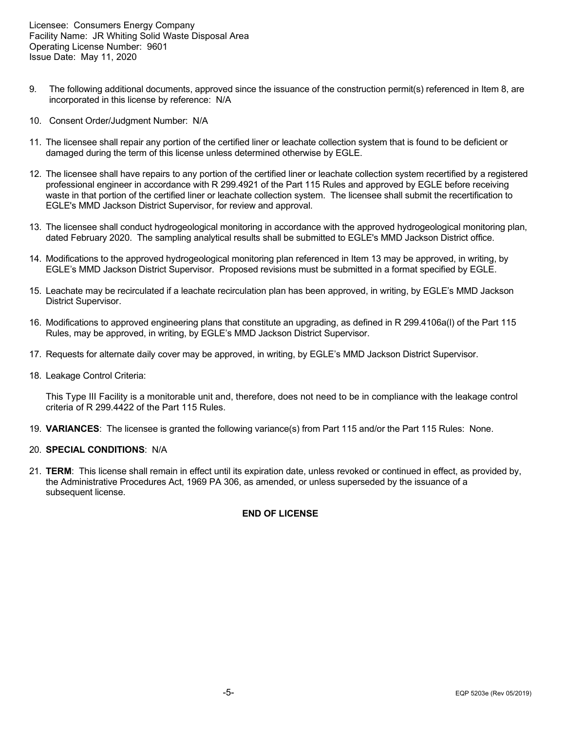9. The following additional documents, approved since the issuance of the construction permit(s) referenced in Item 8, are incorporated in this license by reference: N/A

10. Consent Order/Judgment Number: N/A

11. The licensee shall repair any portion of the certified liner or leachate collection system that is found to be deficient or damaged during the term of this license unless determined otherwise by EGLE.

12. The licensee shall have repairs to any portion of the certified liner or leachate collection system recertified by a registered professional engineer in accordance with R 299.4921 of the Part 115 Rules and approved by EGLE before receiving waste in that portion of the certified liner or leachate collection system. The licensee shall submit the recertification to EGLE's MMD Jackson District Supervisor, for review and approval.

13. The licensee shall conduct hydrogeological monitoring in accordance with the approved hydrogeological monitoring plan, dated February 2020. The sampling analytical results shall be submitted to EGLE's MMD Jackson District office.

14. Modifications to the approved hydrogeological monitoring plan referenced in Item 13 may be approved, in writing, by EGLE's MMD Jackson District Supervisor. Proposed revisions must be submitted in a format specified by EGLE.

15. Leachate may be recirculated if a leachate recirculation plan has been approved, in writing, by EGLE's MMD Jackson District Supervisor.

16. Modifications to approved engineering plans that constitute an upgrading, as defined in R 299.4106a(l) of the Part 115 Rules, may be approved, in writing, by EGLE's MMD Jackson District Supervisor.

17. Requests for alternate daily cover may be approved, in writing, by EGLE's MMD Jackson District Supervisor.

18. Leakage Control Criteria:

    This Type III Facility is a monitorable unit and, therefore, does not need to be in compliance with the leakage control criteria of R 299.4422 of the Part 115 Rules.

19. **VARIANCES**: The licensee is granted the following variance(s) from Part 115 and/or the Part 115 Rules: None.

20. **SPECIAL CONDITIONS**: N/A

21. **TERM**: This license shall remain in effect until its expiration date, unless revoked or continued in effect, as provided by, the Administrative Procedures Act, 1969 PA 306, as amended, or unless superseded by the issuance of a subsequent license.

**END OF LICENSE**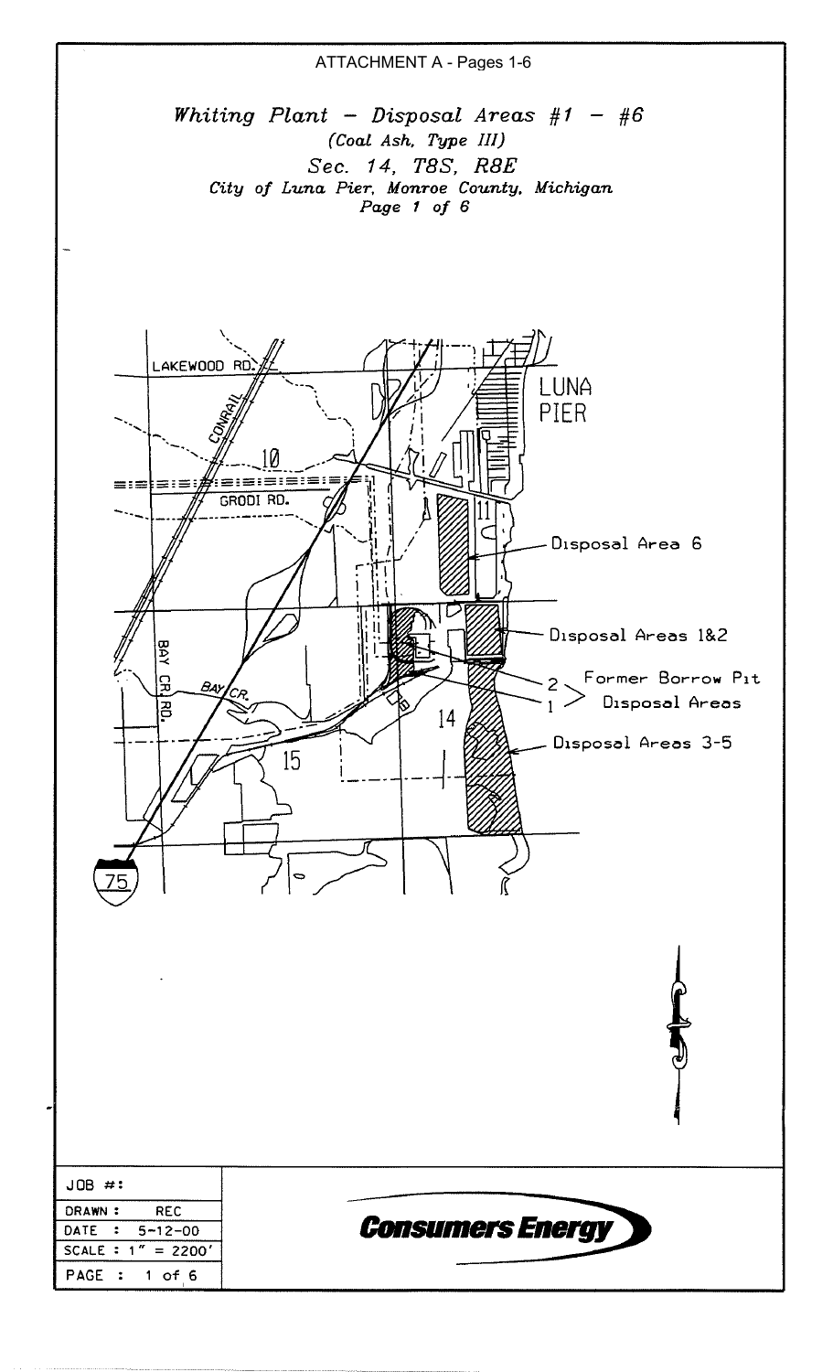ATTACHMENT A - Pages 1-6

*Whiting Plant – Disposal Areas #1 – #6*

*(Coal Ash, Type III)*

*Sec. 14, T8S, R8E*

*City of Luna Pier, Monroe County, Michigan*

*Page 1 of 6*

LAKEWOOD RD.

CONRAIL

LUNA PIER

10

GRODI RD.

11

Disposal Area 6

Disposal Areas 1&2

2 Former Borrow Pit

1 Disposal Areas

BAY CR. RD.

BAY CR.

14

Disposal Areas 3-5

15

75

| | |
|---|---|
| JOB #: | |
| DRAWN : REC | |
| DATE : 5-12-00 | **Consumers Energy** |
| SCALE : 1" = 2200' | |
| PAGE : 1 of 6 | |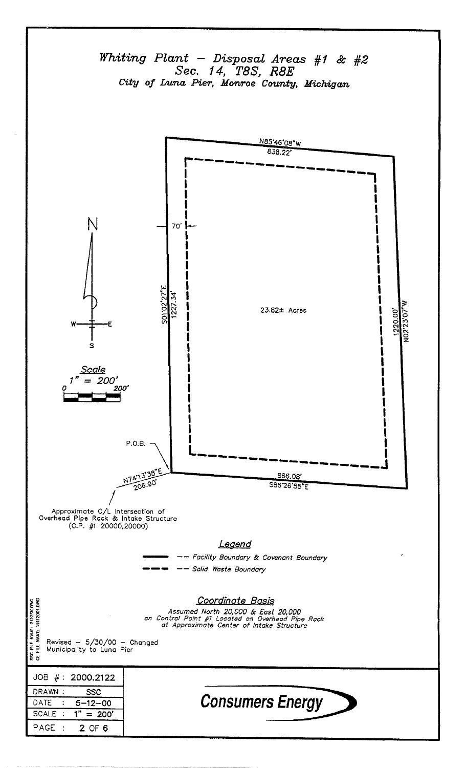# *Whiting Plant – Disposal Areas #1 & #2*
## *Sec. 14, T8S, R8E*
### *City of Luna Pier, Monroe County, Michigan*

N85°46'08"W
838.22'

70'

S01°02'27"E
1227.34'

23.82± Acres

1220.00'
N02°23'07"W

N

W — E
S

*Scale*
*1" = 200'*
0 200'

P.O.B.

N74°13'38"E
206.90'

866.08'
S86°26'55"E

Approximate C/L Intersection of Overhead Pipe Rack & Intake Structure (C.P. #1 20000,20000)

## *Legend*

— — Facility Boundary & Covenant Boundary

- - — Solid Waste Boundary

## *Coordinate Basis*

*Assumed North 20,000 & East 20,000 on Control Point #1 Located on Overhead Pipe Rack at Approximate Center of Intake Structure*

SSC FILE NAME: 2122SK.DWG
CE FILE NAME: 1912001.DWG

Revised – 5/30/00 – Changed Municipality to Luna Pier

| | |
|---|---|
| JOB #: | 2000.2122 |
| DRAWN: | SSC |
| DATE: | 5–12–00 |
| SCALE: | 1" = 200' |
| PAGE: | 2 OF 6 |

**Consumers Energy**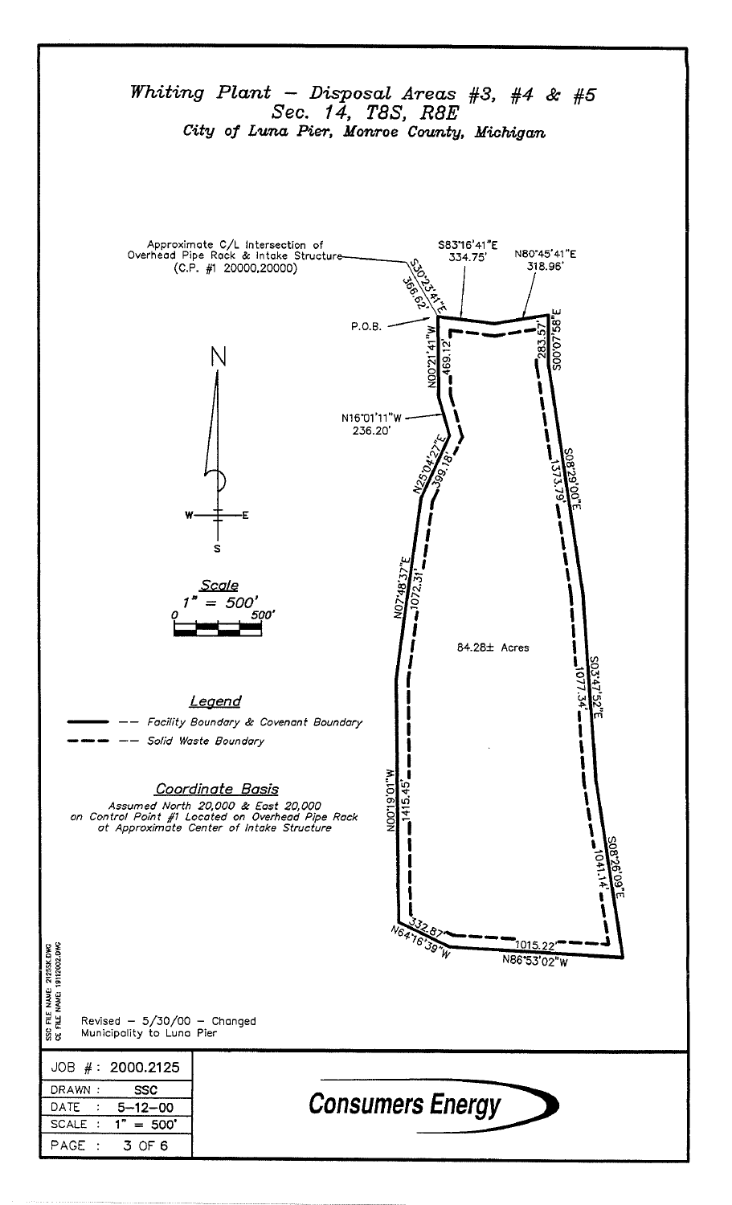# *Whiting Plant – Disposal Areas #3, #4 & #5*

## *Sec. 14, T8S, R8E*

### *City of Luna Pier, Monroe County, Michigan*

Approximate C/L Intersection of Overhead Pipe Rack & Intake Structure (C.P. #1 20000,20000)

S30°23'41"E 366.62'

S83°16'41"E 334.75'

N80°45'41"E 318.96'

P.O.B.

N00°21'41"W 469.12'

S00°07'58"E 283.57'

N16°01'11"W 236.20'

N25°04'27"E 399.18'

S08°29'00"E 1373.79'

N07°48'37"E 1072.31'

84.28± Acres

S03°47'52"E 1077.34'

N00°19'01"W 1415.45'

S08°26'09"E 1041.14'

N64°16'39"W 332.87'

N86°53'02"W 1015.22'

N

W E

S

*Scale*

1" = 500'

0 500'

*Legend*

—— Facility Boundary & Covenant Boundary

– – – Solid Waste Boundary

*Coordinate Basis*

Assumed North 20,000 & East 20,000 on Control Point #1 Located on Overhead Pipe Rack at Approximate Center of Intake Structure

SSC FILE NAME: 2125SK.DWG
CE FILE NAME: 1912002.DWG

Revised – 5/30/00 – Changed Municipality to Luna Pier

| JOB #: | 2000.2125 |
| --- | --- |
| DRAWN: | SSC |
| DATE: | 5-12-00 |
| SCALE: | 1" = 500' |
| PAGE: | 3 OF 6 |

**Consumers Energy**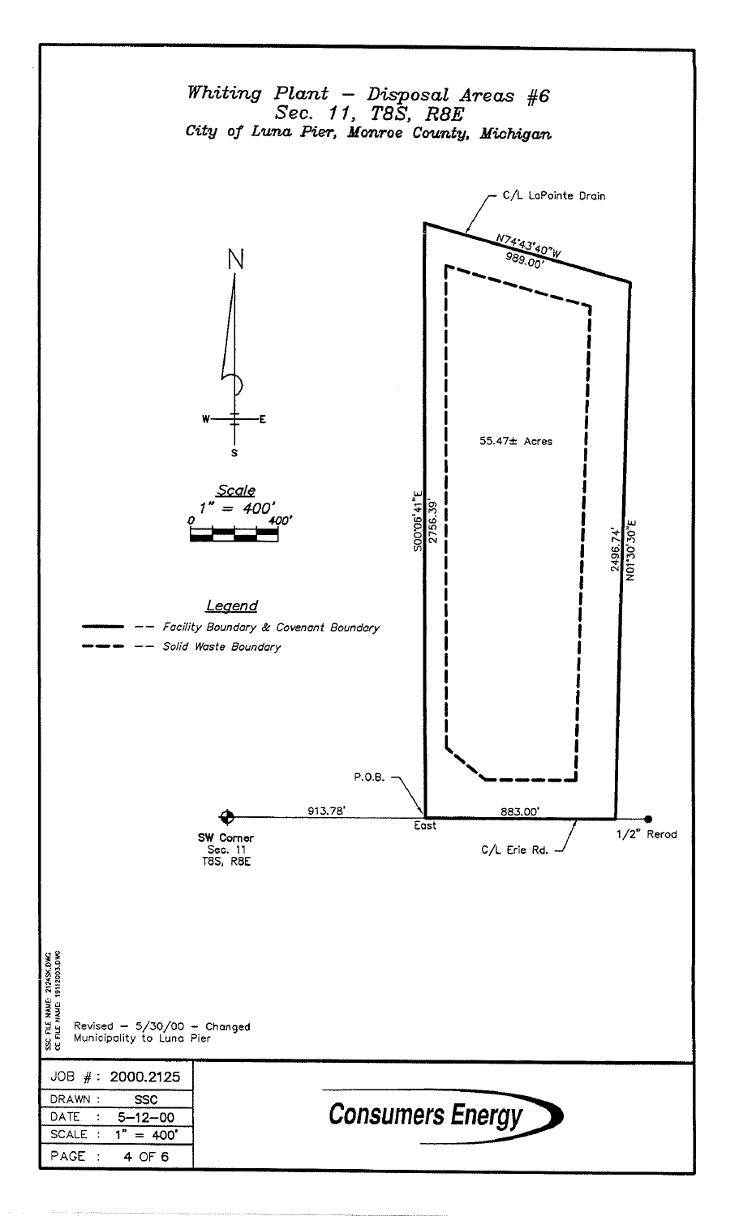# *Whiting Plant – Disposal Areas #6*
## *Sec. 11, T8S, R8E*
### *City of Luna Pier, Monroe County, Michigan*

C/L LaPointe Drain

N74°43'40"W
989.00'

55.47± Acres

S00°06'41"E
2756.39'

2496.74'
N01°30'30"E

P.O.B.

913.78'

East

883.00'

SW Corner
Sec. 11
T8S, R8E

C/L Erie Rd.

1/2" Rerod

N

W — E

S

*Scale*
*1" = 400'*
0 400'

*Legend*

—— — *Facility Boundary & Covenant Boundary*

- - - — *Solid Waste Boundary*

SSC FILE NAME: 2124SK.DWG
CE FILE NAME: 1911Z003.DWG

Revised – 5/30/00 – Changed Municipality to Luna Pier

| JOB # : | 2000.2125 |
| --- | --- |
| DRAWN : | SSC |
| DATE : | 5-12-00 |
| SCALE : | 1" = 400' |
| PAGE : | 4 OF 6 |

**Consumers Energy**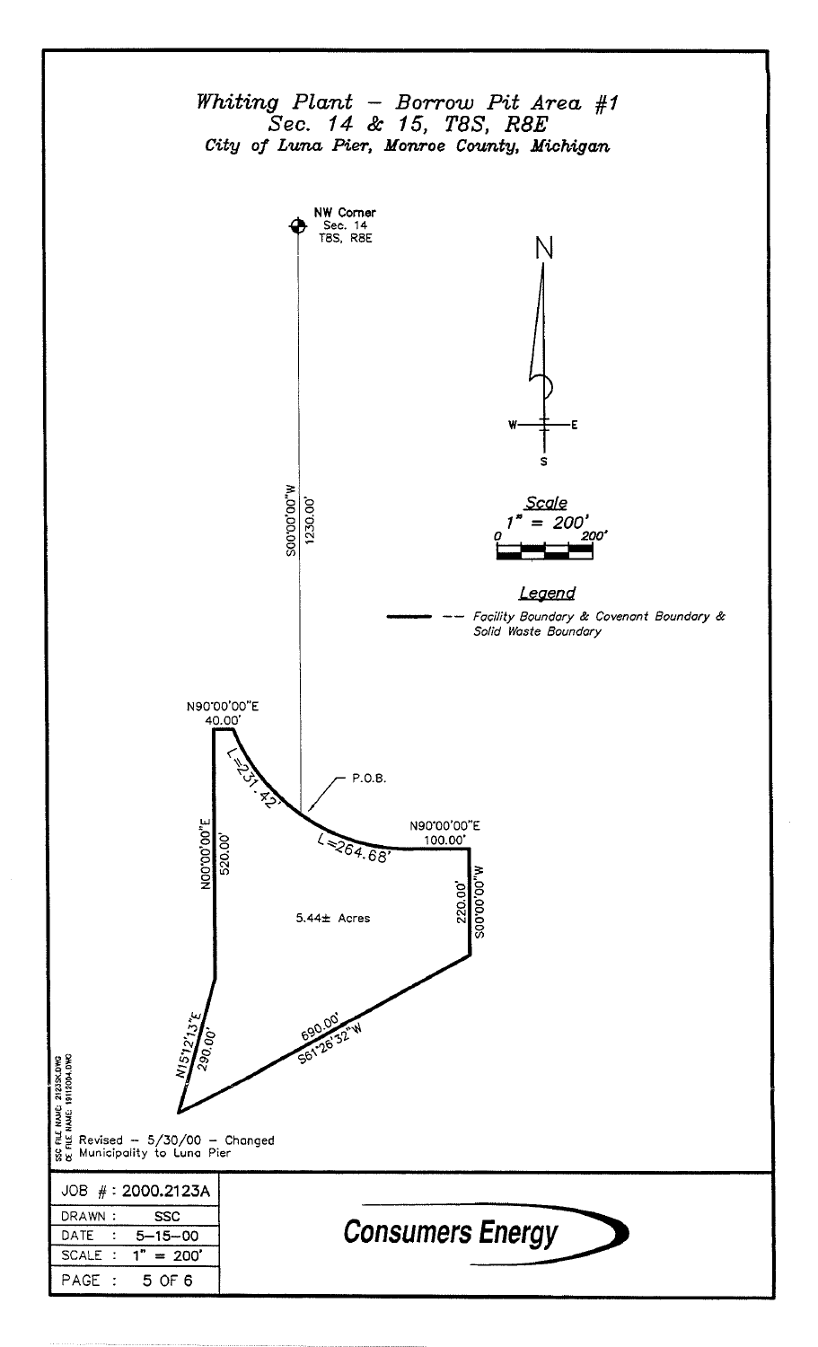# *Whiting Plant – Borrow Pit Area #1*
## *Sec. 14 & 15, T8S, R8E*
### *City of Luna Pier, Monroe County, Michigan*

NW Corner
Sec. 14
T8S, R8E

N

W E

S

S00°00'00"W
1230.00'

*Scale*
*1" = 200'*
0 200'

*Legend*
*— — Facility Boundary & Covenant Boundary & Solid Waste Boundary*

N90°00'00"E
40.00'

L=231.42'

P.O.B.

L=264.68'

N90°00'00"E
100.00'

N00°00'00"E
520.00'

5.44± Acres

S00°00'00"W
220.00'

N15°12'13"E
290.00'

690.00'
S61°26'32"W

SSC FILE NAME: 2123SK.DWG
CE FILE NAME: 19112004.DWG

Revised – 5/30/00 – Changed Municipality to Luna Pier

| JOB #: 2000.2123A |
|---|
| DRAWN : SSC |
| DATE : 5-15-00 |
| SCALE : 1" = 200' |
| PAGE : 5 OF 6 |

**Consumers Energy**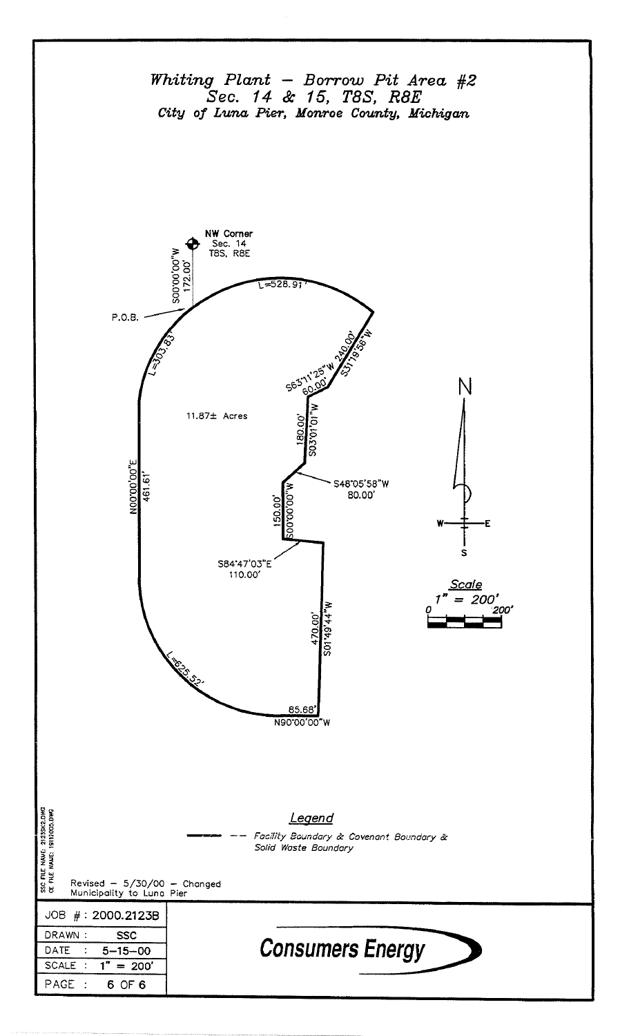# *Whiting Plant – Borrow Pit Area #2*
## *Sec. 14 & 15, T8S, R8E*
### *City of Luna Pier, Monroe County, Michigan*

NW Corner
Sec. 14
T8S, R8E

S00°00'00"W
172.00'

P.O.B.

L=528.91'

L=303.83'

S31°19'56"W
240.00'

S63°11'25"W
60.00'

11.87± Acres

S03°01'01"W
180.00'

S48°05'58"W
80.00'

N00°00'00"E
461.61'

S00°00'00"W
150.00'

S84°47'03"E
110.00'

S01°49'44"W
470.00'

L=625.52'

85.68'
N90°00'00"W

N
W E
S

*Scale*
*1" = 200'*
0 200'

*Legend*

—— — *Facility Boundary & Covenant Boundary & Solid Waste Boundary*

SSC FILE NAME: 2123SK2.DWG
CE FILE NAME: 1911205.DWG

Revised – 5/30/00 – Changed Municipality to Luna Pier

| | |
|---|---|
| JOB #: 2000.2123B | |
| DRAWN: SSC | |
| DATE: 5-15-00 | **Consumers Energy** |
| SCALE: 1" = 200' | |
| PAGE: 6 OF 6 | |